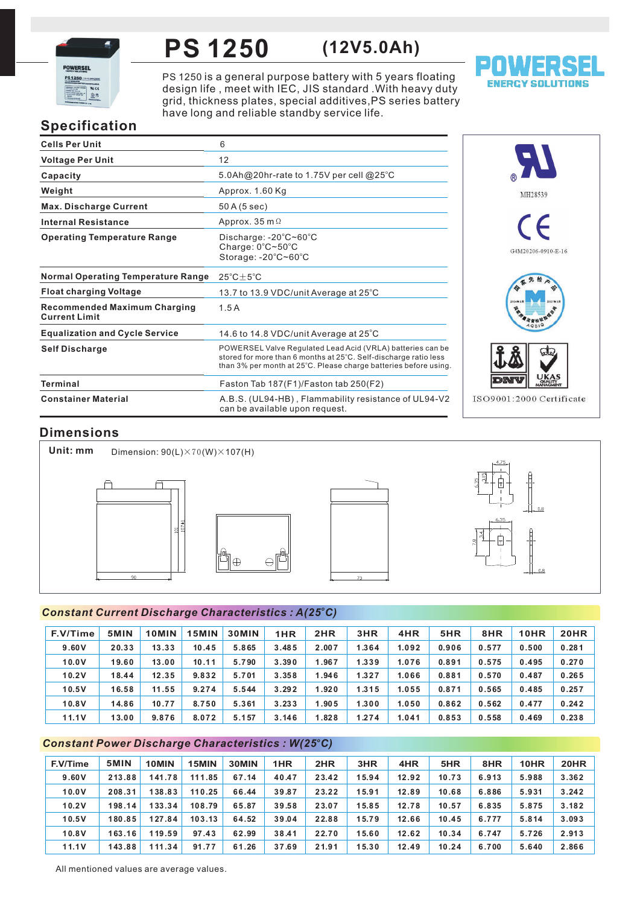# PS 1250 (12V5.0Ah)

POWERSEL ENERGY SOLUTIONS

PS 1250 is a general purpose battery with 5 years floating design life , meet with IEC, JIS standard .With heavy duty grid, thickness plates, special additives,PS series battery have long and reliable standby service life.

## Specification

| | |
|---|---|
| **Cells Per Unit** | 6 |
| **Voltage Per Unit** | 12 |
| **Capacity** | 5.0Ah@20hr-rate to 1.75V per cell @25℃ |
| **Weight** | Approx. 1.60 Kg |
| **Max. Discharge Current** | 50 A (5 sec) |
| **Internal Resistance** | Approx. 35 mΩ |
| **Operating Temperature Range** | Discharge: -20℃~60℃<br>Charge: 0℃~50℃<br>Storage: -20℃~60℃ |
| **Normal Operating Temperature Range** | 25℃±5℃ |
| **Float charging Voltage** | 13.7 to 13.9 VDC/unit Average at 25℃ |
| **Recommended Maximum Charging Current Limit** | 1.5 A |
| **Equalization and Cycle Service** | 14.6 to 14.8 VDC/unit Average at 25℃ |
| **Self Discharge** | POWERSEL Valve Regulated Lead Acid (VRLA) batteries can be stored for more than 6 months at 25℃. Self-discharge ratio less than 3% per month at 25℃. Please charge batteries before using. |
| **Terminal** | Faston Tab 187(F1)/Faston tab 250(F2) |
| **Constainer Material** | A.B.S. (UL94-HB) , Flammability resistance of UL94-V2 can be available upon request. |

MH28539

G4M20206-0910-E-16

ISO9001:2000 Certificate

## Dimensions

**Unit: mm** Dimension: 90(L)×70(W)×107(H)

## *Constant Current Discharge Characteristics : A(25℃)*

| F.V/Time | 5MIN | 10MIN | 15MIN | 30MIN | 1HR | 2HR | 3HR | 4HR | 5HR | 8HR | 10HR | 20HR |
|---|---|---|---|---|---|---|---|---|---|---|---|---|
| 9.60V | 20.33 | 13.33 | 10.45 | 5.865 | 3.485 | 2.007 | 1.364 | 1.092 | 0.906 | 0.577 | 0.500 | 0.281 |
| 10.0V | 19.60 | 13.00 | 10.11 | 5.790 | 3.390 | 1.967 | 1.339 | 1.076 | 0.891 | 0.575 | 0.495 | 0.270 |
| 10.2V | 18.44 | 12.35 | 9.832 | 5.701 | 3.358 | 1.946 | 1.327 | 1.066 | 0.881 | 0.570 | 0.487 | 0.265 |
| 10.5V | 16.58 | 11.55 | 9.274 | 5.544 | 3.292 | 1.920 | 1.315 | 1.055 | 0.871 | 0.565 | 0.485 | 0.257 |
| 10.8V | 14.86 | 10.77 | 8.750 | 5.361 | 3.233 | 1.905 | 1.300 | 1.050 | 0.862 | 0.562 | 0.477 | 0.242 |
| 11.1V | 13.00 | 9.876 | 8.072 | 5.157 | 3.146 | 1.828 | 1.274 | 1.041 | 0.853 | 0.558 | 0.469 | 0.238 |

## *Constant Power Discharge Characteristics : W(25℃)*

| F.V/Time | 5MIN | 10MIN | 15MIN | 30MIN | 1HR | 2HR | 3HR | 4HR | 5HR | 8HR | 10HR | 20HR |
|---|---|---|---|---|---|---|---|---|---|---|---|---|
| 9.60V | 213.88 | 141.78 | 111.85 | 67.14 | 40.47 | 23.42 | 15.94 | 12.92 | 10.73 | 6.913 | 5.988 | 3.362 |
| 10.0V | 208.31 | 138.83 | 110.25 | 66.44 | 39.87 | 23.22 | 15.91 | 12.89 | 10.68 | 6.886 | 5.931 | 3.242 |
| 10.2V | 198.14 | 133.34 | 108.79 | 65.87 | 39.58 | 23.07 | 15.85 | 12.78 | 10.57 | 6.835 | 5.875 | 3.182 |
| 10.5V | 180.85 | 127.84 | 103.13 | 64.52 | 39.04 | 22.88 | 15.79 | 12.66 | 10.45 | 6.777 | 5.814 | 3.093 |
| 10.8V | 163.16 | 119.59 | 97.43 | 62.99 | 38.41 | 22.70 | 15.60 | 12.62 | 10.34 | 6.747 | 5.726 | 2.913 |
| 11.1V | 143.88 | 111.34 | 91.77 | 61.26 | 37.69 | 21.91 | 15.30 | 12.49 | 10.24 | 6.700 | 5.640 | 2.866 |

All mentioned values are average values.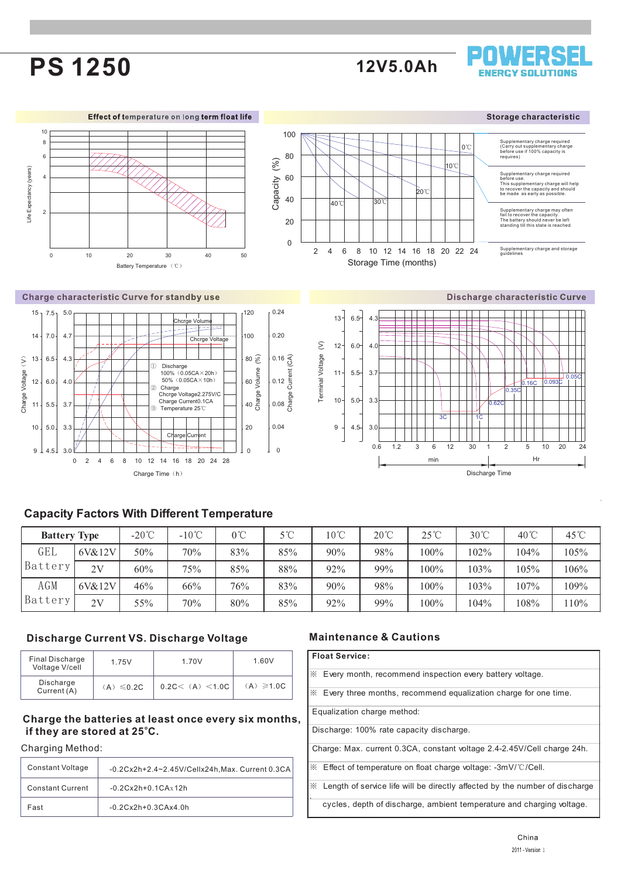# PS 1250

**12V5.0Ah**

POWERSEL
ENERGY SOLUTIONS

## Effect of temperature on long term float life

Life Expectancy (years)
10
8
6
4
2
0 10 20 30 40 50
Battery Temperature （℃）

## Storage characteristic

Capacity (%)
100
80
60
40
20
0
0℃
10℃
20℃
30℃
40℃
2 4 6 8 10 12 14 16 18 20 22 24
Storage Time (months)

Supplementary charge required (Carry out supplementary charge before use if 100% capacity is requires)

Supplementary charge required before use. This supplementary charge will help to recover the capacity and should be made as early as possible.

Supplementary charge may often fail to recover the capacity. The battery should never be left standing till this state is reached

Supplementary charge and storage guidelines

## Charge characteristic Curve for standby use

Charge Voltage (V)
15 7.5 5.0
14 7.0 4.7
13 6.5 4.3
12 6.0 4.0
11 5.5 3.7
10 5.0 3.3
9 4.5 3.0
Charge Volume (%)
120 100 80 60 40 20 0
Charge Current (CA)
0.24 0.20 0.16 0.12 0.08 0.04 0
Chcrge Volume
Chcrge Voltage
Charge Current
① Discharge
100% （0.05CA×20h）
50% （0.05CA×10h）
② Charge
Chcrge Voltage2.275V/C
Charge Current0.1CA
③ Temperature 25℃
0 2 4 6 8 10 12 14 16 18 20 24 28
Charge Time（h）

## Discharge characteristic Curve

Terminal Voltage (V)
13 6.5 4.3
12 6.0 4.0
11 5.5 3.7
10 5.0 3.3
9 4.5 3.0
3C 1C 0.62C 0.35C 0.16C 0.093C 0.05C
0.6 1.2 3 6 12 30 1 2 5 10 20 24
min Hr
Discharge Time

## Capacity Factors With Different Temperature

| Battery Type | | -20℃ | -10℃ | 0℃ | 5℃ | 10℃ | 20℃ | 25℃ | 30℃ | 40℃ | 45℃ |
|---|---|---|---|---|---|---|---|---|---|---|---|
| GEL Battery | 6V&12V | 50% | 70% | 83% | 85% | 90% | 98% | 100% | 102% | 104% | 105% |
| | 2V | 60% | 75% | 85% | 88% | 92% | 99% | 100% | 103% | 105% | 106% |
| AGM Battery | 6V&12V | 46% | 66% | 76% | 83% | 90% | 98% | 100% | 103% | 107% | 109% |
| | 2V | 55% | 70% | 80% | 85% | 92% | 99% | 100% | 104% | 108% | 110% |

## Discharge Current VS. Discharge Voltage

| Final Discharge Voltage V/cell | 1.75V | 1.70V | 1.60V |
|---|---|---|---|
| Discharge Current (A) | （A）≤0.2C | 0.2C<（A）<1.0C | （A）≥1.0C |

## Charge the batteries at least once every six months, if they are stored at 25℃.

Charging Method:

| | |
|---|---|
| Constant Voltage | -0.2Cx2h+2.4~2.45V/Cellx24h,Max. Current 0.3CA |
| Constant Current | -0.2Cx2h+0.1CAx12h |
| Fast | -0.2Cx2h+0.3CAx4.0h |

## Maintenance & Cautions

**Float Service:**

※ Every month, recommend inspection every battery voltage.

※ Every three months, recommend equalization charge for one time.

Equalization charge method:

Discharge: 100% rate capacity discharge.

Charge: Max. current 0.3CA, constant voltage 2.4-2.45V/Cell charge 24h.

※ Effect of temperature on float charge voltage: -3mV/℃/Cell.

※ Length of service life will be directly affected by the number of discharge cycles, depth of discharge, ambient temperature and charging voltage.

China

2011 - Version 1